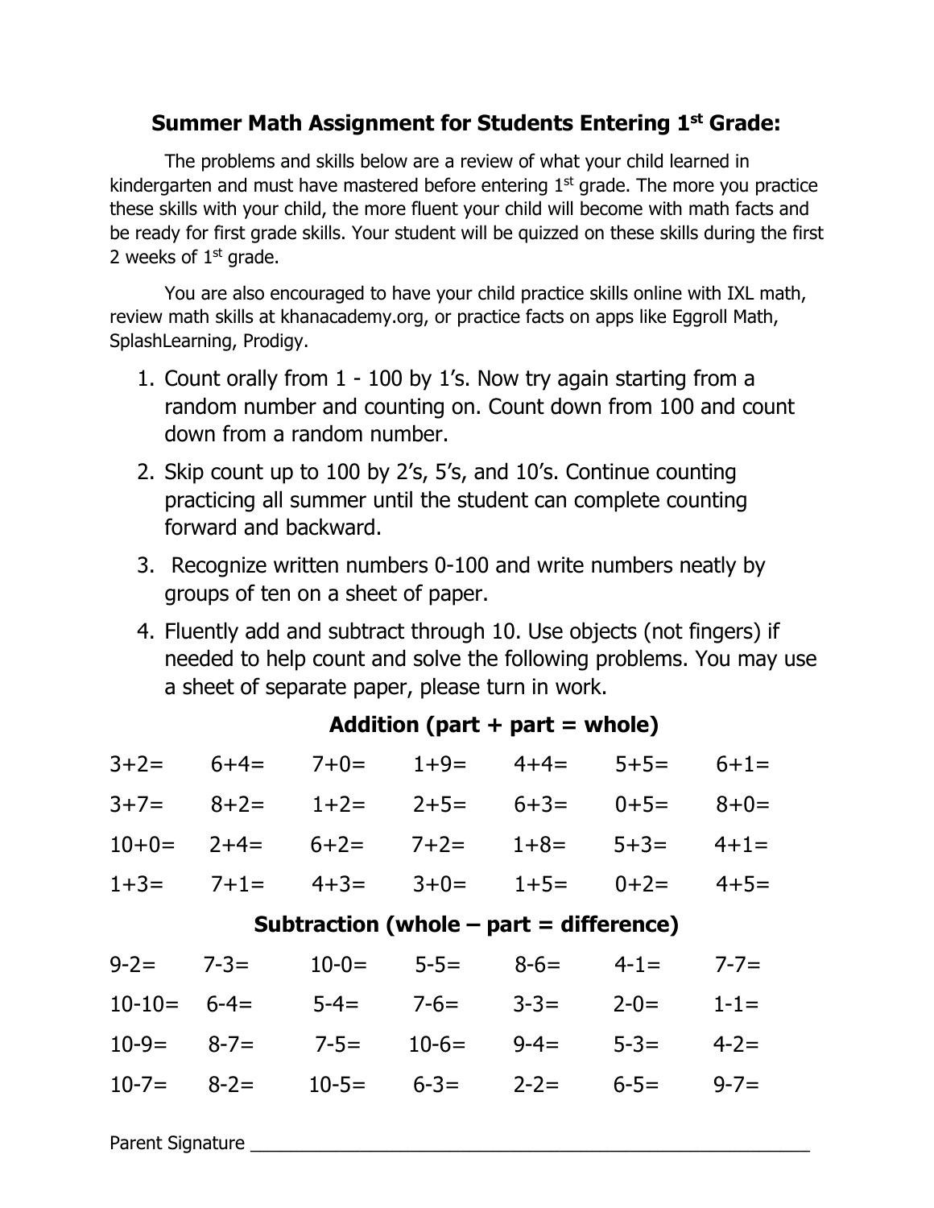# Summer Math Assignment for Students Entering 1st Grade:

The problems and skills below are a review of what your child learned in kindergarten and must have mastered before entering 1st grade. The more you practice these skills with your child, the more fluent your child will become with math facts and be ready for first grade skills. Your student will be quizzed on these skills during the first 2 weeks of 1st grade.

You are also encouraged to have your child practice skills online with IXL math, review math skills at khanacademy.org, or practice facts on apps like Eggroll Math, SplashLearning, Prodigy.

1. Count orally from 1 - 100 by 1's. Now try again starting from a random number and counting on. Count down from 100 and count down from a random number.
2. Skip count up to 100 by 2's, 5's, and 10's. Continue counting practicing all summer until the student can complete counting forward and backward.
3. Recognize written numbers 0-100 and write numbers neatly by groups of ten on a sheet of paper.
4. Fluently add and subtract through 10. Use objects (not fingers) if needed to help count and solve the following problems. You may use a sheet of separate paper, please turn in work.

## Addition (part + part = whole)

| | | | | | | |
|---|---|---|---|---|---|---|
| 3+2= | 6+4= | 7+0= | 1+9= | 4+4= | 5+5= | 6+1= |
| 3+7= | 8+2= | 1+2= | 2+5= | 6+3= | 0+5= | 8+0= |
| 10+0= | 2+4= | 6+2= | 7+2= | 1+8= | 5+3= | 4+1= |
| 1+3= | 7+1= | 4+3= | 3+0= | 1+5= | 0+2= | 4+5= |

## Subtraction (whole – part = difference)

| | | | | | | |
|---|---|---|---|---|---|---|
| 9-2= | 7-3= | 10-0= | 5-5= | 8-6= | 4-1= | 7-7= |
| 10-10= | 6-4= | 5-4= | 7-6= | 3-3= | 2-0= | 1-1= |
| 10-9= | 8-7= | 7-5= | 10-6= | 9-4= | 5-3= | 4-2= |
| 10-7= | 8-2= | 10-5= | 6-3= | 2-2= | 6-5= | 9-7= |

Parent Signature ____________________________________________________________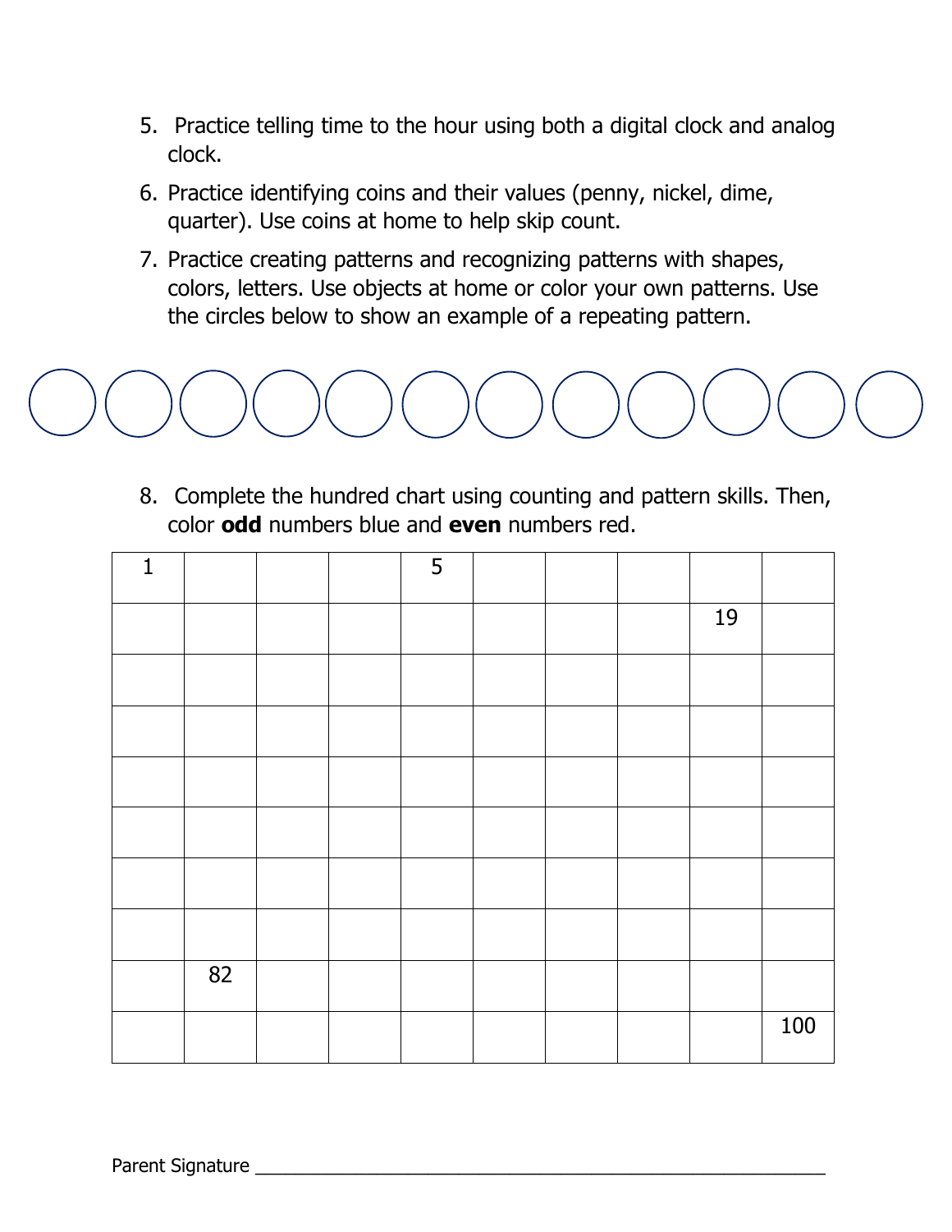5. Practice telling time to the hour using both a digital clock and analog clock.
6. Practice identifying coins and their values (penny, nickel, dime, quarter). Use coins at home to help skip count.
7. Practice creating patterns and recognizing patterns with shapes, colors, letters. Use objects at home or color your own patterns. Use the circles below to show an example of a repeating pattern.

8. Complete the hundred chart using counting and pattern skills. Then, color **odd** numbers blue and **even** numbers red.

| | | | | | | | | | |
|---|---|---|---|---|---|---|---|---|---|
| 1 | | | | 5 | | | | | |
| | | | | | | | | 19 | |
| | | | | | | | | | |
| | | | | | | | | | |
| | | | | | | | | | |
| | | | | | | | | | |
| | | | | | | | | | |
| | | | | | | | | | |
| | 82 | | | | | | | | |
| | | | | | | | | | 100 |

Parent Signature ___________________________________________________________